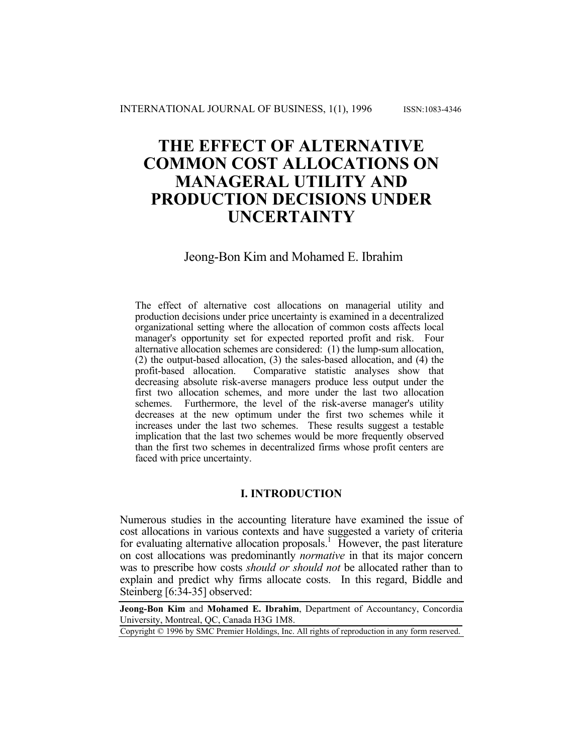# THE EFFECT OF ALTERNATIVE COMMON COST ALLOCATIONS ON MANAGERAL UTILITY AND PRODUCTION DECISIONS UNDER UNCERTAINTY

Jeong-Bon Kim and Mohamed E. Ibrahim

The effect of alternative cost allocations on managerial utility and production decisions under price uncertainty is examined in a decentralized organizational setting where the allocation of common costs affects local manager's opportunity set for expected reported profit and risk. Four alternative allocation schemes are considered: (1) the lump-sum allocation, (2) the output-based allocation, (3) the sales-based allocation, and (4) the profit-based allocation. Comparative statistic analyses show that decreasing absolute risk-averse managers produce less output under the first two allocation schemes, and more under the last two allocation schemes. Furthermore, the level of the risk-averse manager's utility decreases at the new optimum under the first two schemes while it increases under the last two schemes. These results suggest a testable implication that the last two schemes would be more frequently observed than the first two schemes in decentralized firms whose profit centers are faced with price uncertainty.

## I. INTRODUCTION

Numerous studies in the accounting literature have examined the issue of cost allocations in various contexts and have suggested a variety of criteria for evaluating alternative allocation proposals.[1] However, the past literature on cost allocations was predominantly *normative* in that its major concern was to prescribe how costs *should or should not* be allocated rather than to explain and predict why firms allocate costs. In this regard, Biddle and Steinberg [6:34-35] observed:

**Jeong-Bon Kim** and **Mohamed E. Ibrahim**, Department of Accountancy, Concordia University, Montreal, QC, Canada H3G 1M8.

Copyright © 1996 by SMC Premier Holdings, Inc. All rights of reproduction in any form reserved.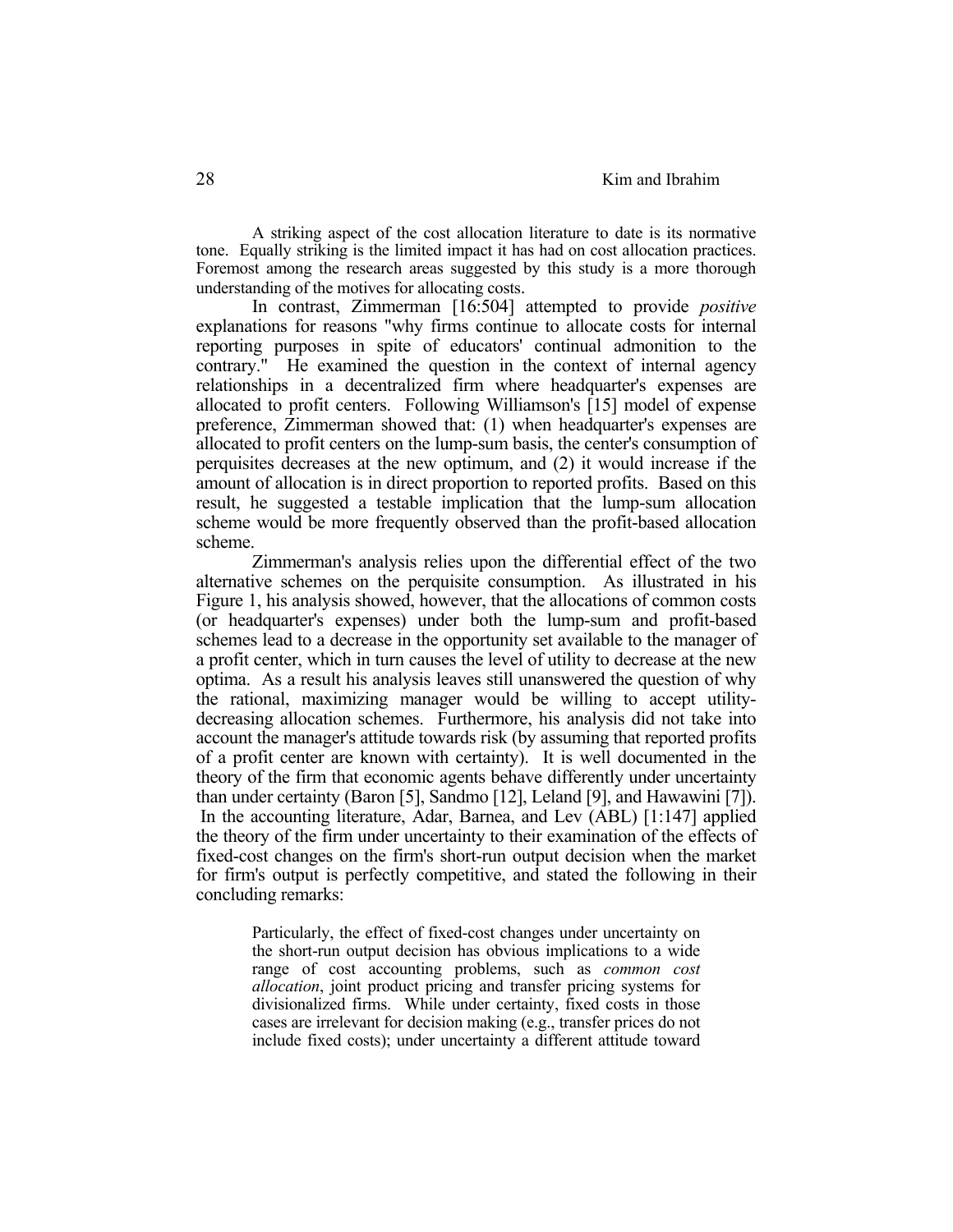A striking aspect of the cost allocation literature to date is its normative tone. Equally striking is the limited impact it has had on cost allocation practices. Foremost among the research areas suggested by this study is a more thorough understanding of the motives for allocating costs.

In contrast, Zimmerman [16:504] attempted to provide *positive* explanations for reasons "why firms continue to allocate costs for internal reporting purposes in spite of educators' continual admonition to the contrary." He examined the question in the context of internal agency relationships in a decentralized firm where headquarter's expenses are allocated to profit centers. Following Williamson's [15] model of expense preference, Zimmerman showed that: (1) when headquarter's expenses are allocated to profit centers on the lump-sum basis, the center's consumption of perquisites decreases at the new optimum, and (2) it would increase if the amount of allocation is in direct proportion to reported profits. Based on this result, he suggested a testable implication that the lump-sum allocation scheme would be more frequently observed than the profit-based allocation scheme.

Zimmerman's analysis relies upon the differential effect of the two alternative schemes on the perquisite consumption. As illustrated in his Figure 1, his analysis showed, however, that the allocations of common costs (or headquarter's expenses) under both the lump-sum and profit-based schemes lead to a decrease in the opportunity set available to the manager of a profit center, which in turn causes the level of utility to decrease at the new optima. As a result his analysis leaves still unanswered the question of why the rational, maximizing manager would be willing to accept utility-decreasing allocation schemes. Furthermore, his analysis did not take into account the manager's attitude towards risk (by assuming that reported profits of a profit center are known with certainty). It is well documented in the theory of the firm that economic agents behave differently under uncertainty than under certainty (Baron [5], Sandmo [12], Leland [9], and Hawawini [7]). In the accounting literature, Adar, Barnea, and Lev (ABL) [1:147] applied the theory of the firm under uncertainty to their examination of the effects of fixed-cost changes on the firm's short-run output decision when the market for firm's output is perfectly competitive, and stated the following in their concluding remarks:

> Particularly, the effect of fixed-cost changes under uncertainty on the short-run output decision has obvious implications to a wide range of cost accounting problems, such as *common cost allocation*, joint product pricing and transfer pricing systems for divisionalized firms. While under certainty, fixed costs in those cases are irrelevant for decision making (e.g., transfer prices do not include fixed costs); under uncertainty a different attitude toward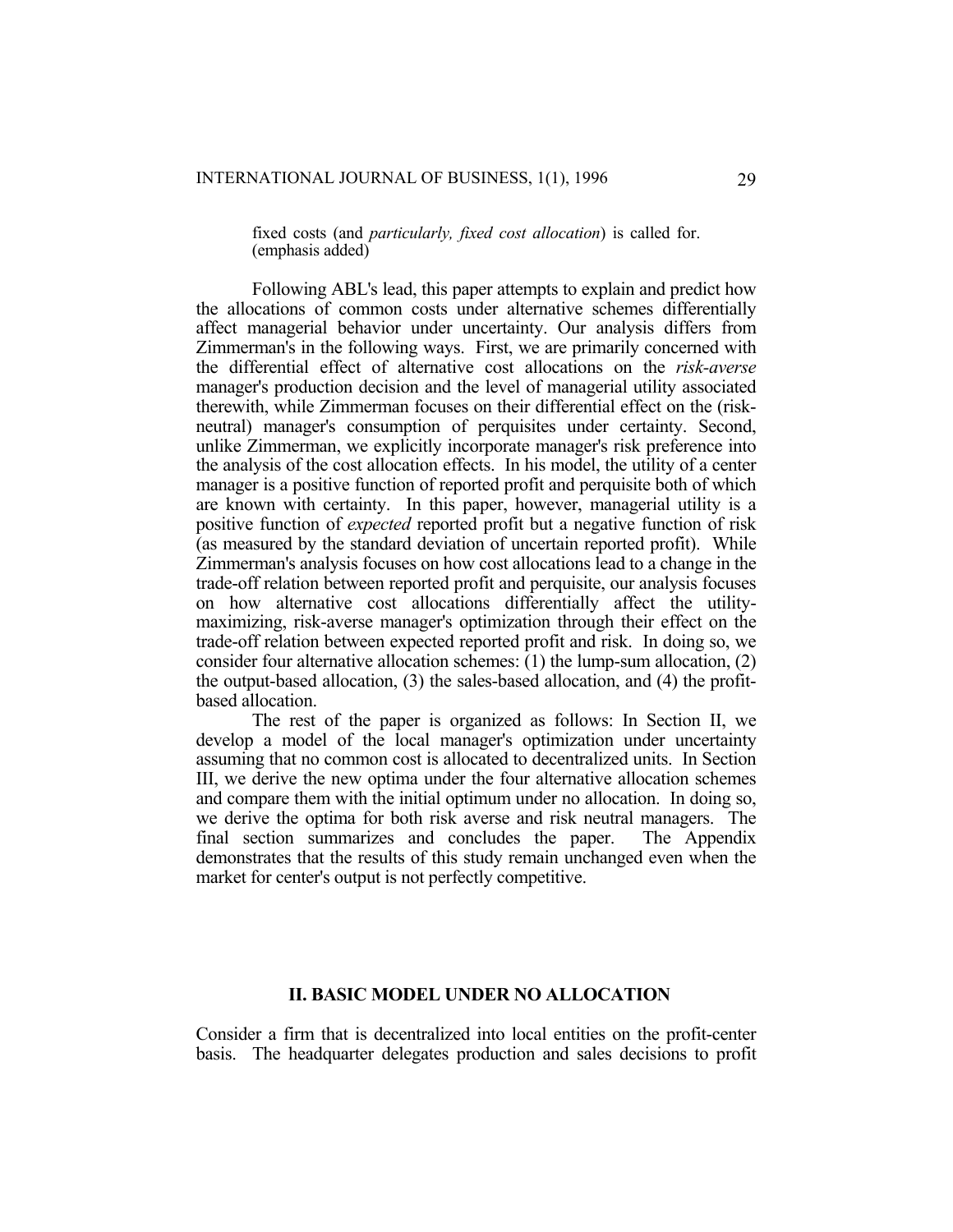fixed costs (and *particularly, fixed cost allocation*) is called for. (emphasis added)

Following ABL's lead, this paper attempts to explain and predict how the allocations of common costs under alternative schemes differentially affect managerial behavior under uncertainty. Our analysis differs from Zimmerman's in the following ways. First, we are primarily concerned with the differential effect of alternative cost allocations on the *risk-averse* manager's production decision and the level of managerial utility associated therewith, while Zimmerman focuses on their differential effect on the (risk-neutral) manager's consumption of perquisites under certainty. Second, unlike Zimmerman, we explicitly incorporate manager's risk preference into the analysis of the cost allocation effects. In his model, the utility of a center manager is a positive function of reported profit and perquisite both of which are known with certainty. In this paper, however, managerial utility is a positive function of *expected* reported profit but a negative function of risk (as measured by the standard deviation of uncertain reported profit). While Zimmerman's analysis focuses on how cost allocations lead to a change in the trade-off relation between reported profit and perquisite, our analysis focuses on how alternative cost allocations differentially affect the utility-maximizing, risk-averse manager's optimization through their effect on the trade-off relation between expected reported profit and risk. In doing so, we consider four alternative allocation schemes: (1) the lump-sum allocation, (2) the output-based allocation, (3) the sales-based allocation, and (4) the profit-based allocation.

The rest of the paper is organized as follows: In Section II, we develop a model of the local manager's optimization under uncertainty assuming that no common cost is allocated to decentralized units. In Section III, we derive the new optima under the four alternative allocation schemes and compare them with the initial optimum under no allocation. In doing so, we derive the optima for both risk averse and risk neutral managers. The final section summarizes and concludes the paper. The Appendix demonstrates that the results of this study remain unchanged even when the market for center's output is not perfectly competitive.

## II. BASIC MODEL UNDER NO ALLOCATION

Consider a firm that is decentralized into local entities on the profit-center basis. The headquarter delegates production and sales decisions to profit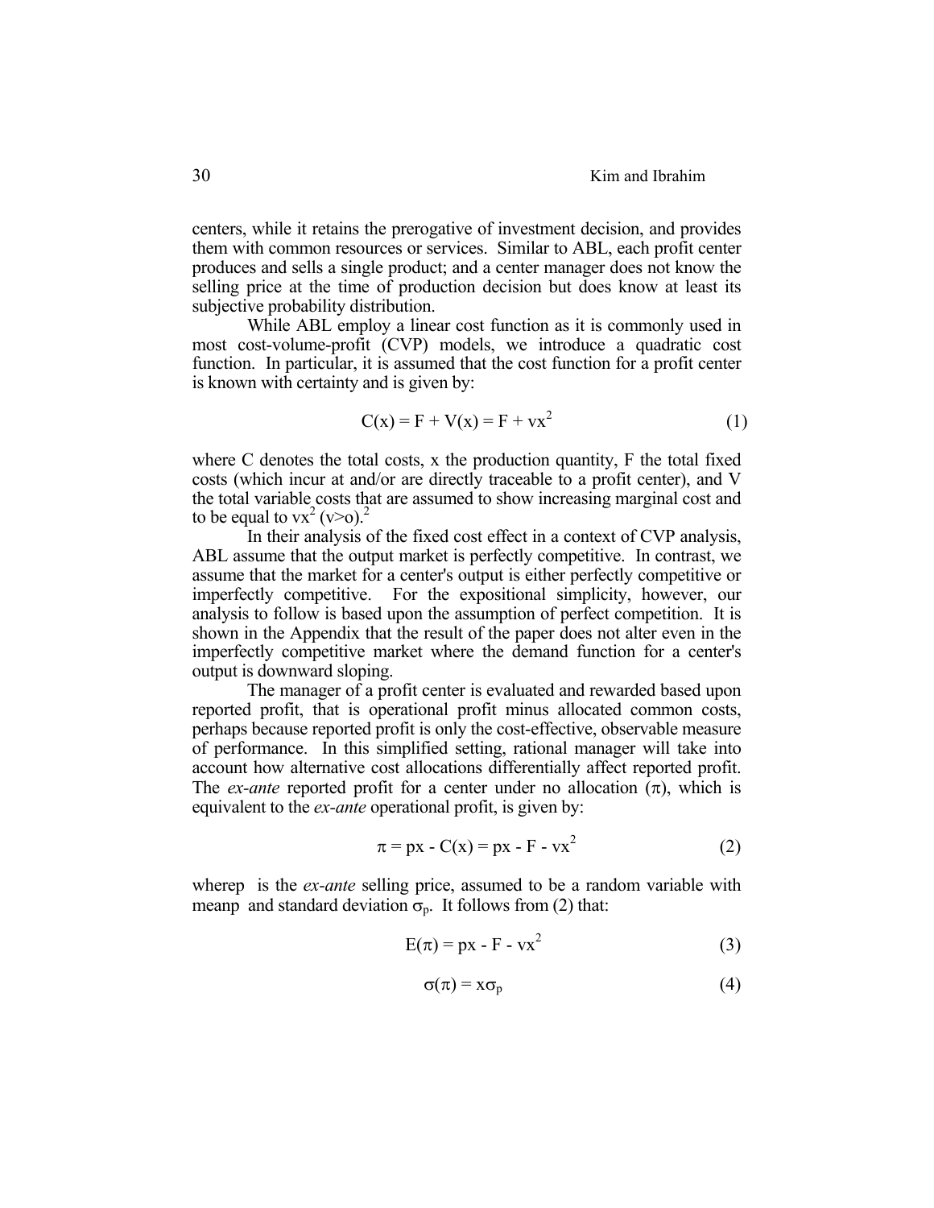centers, while it retains the prerogative of investment decision, and provides them with common resources or services. Similar to ABL, each profit center produces and sells a single product; and a center manager does not know the selling price at the time of production decision but does know at least its subjective probability distribution.

While ABL employ a linear cost function as it is commonly used in most cost-volume-profit (CVP) models, we introduce a quadratic cost function. In particular, it is assumed that the cost function for a profit center is known with certainty and is given by:

$$C(x) = F + V(x) = F + vx^2 \tag{1}$$

where C denotes the total costs, x the production quantity, F the total fixed costs (which incur at and/or are directly traceable to a profit center), and V the total variable costs that are assumed to show increasing marginal cost and to be equal to $vx^2$ ($v>o$).[2]

In their analysis of the fixed cost effect in a context of CVP analysis, ABL assume that the output market is perfectly competitive. In contrast, we assume that the market for a center's output is either perfectly competitive or imperfectly competitive. For the expositional simplicity, however, our analysis to follow is based upon the assumption of perfect competition. It is shown in the Appendix that the result of the paper does not alter even in the imperfectly competitive market where the demand function for a center's output is downward sloping.

The manager of a profit center is evaluated and rewarded based upon reported profit, that is operational profit minus allocated common costs, perhaps because reported profit is only the cost-effective, observable measure of performance. In this simplified setting, rational manager will take into account how alternative cost allocations differentially affect reported profit. The *ex-ante* reported profit for a center under no allocation ($\pi$), which is equivalent to the *ex-ante* operational profit, is given by:

$$\pi = px - C(x) = px - F - vx^2 \tag{2}$$

wherep is the *ex-ante* selling price, assumed to be a random variable with meanp and standard deviation $\sigma_p$. It follows from (2) that:

$$E(\pi) = px - F - vx^2 \tag{3}$$

$$\sigma(\pi) = x\sigma_p \tag{4}$$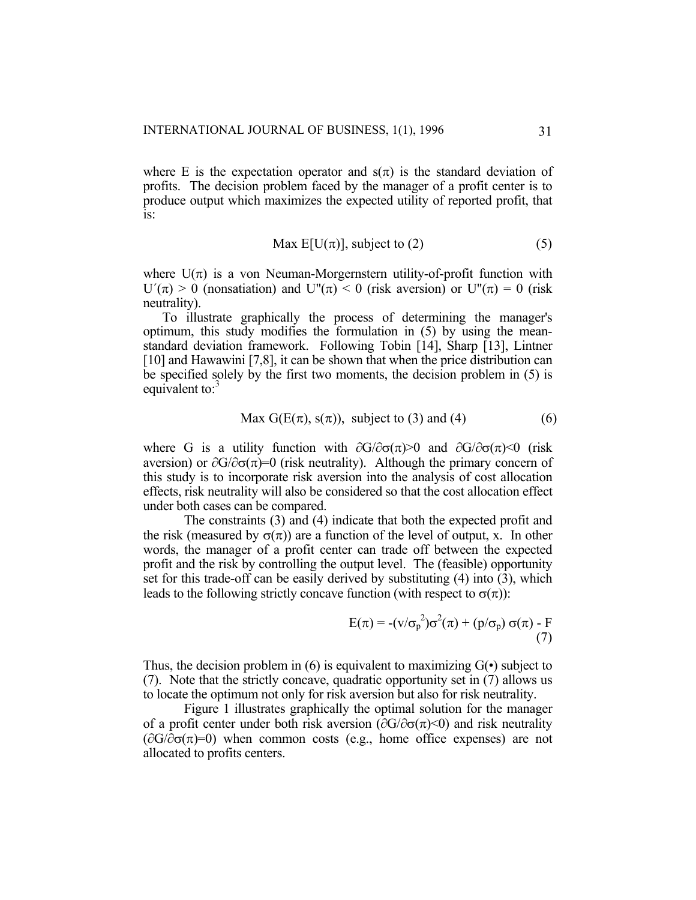where E is the expectation operator and $s(\pi)$ is the standard deviation of profits. The decision problem faced by the manager of a profit center is to produce output which maximizes the expected utility of reported profit, that is:

$$\text{Max } E[U(\pi)], \text{ subject to (2)} \tag{5}$$

where $U(\pi)$ is a von Neuman-Morgernstern utility-of-profit function with $U'(\pi) > 0$ (nonsatiation) and $U''(\pi) < 0$ (risk aversion) or $U''(\pi) = 0$ (risk neutrality).

To illustrate graphically the process of determining the manager's optimum, this study modifies the formulation in (5) by using the mean-standard deviation framework. Following Tobin [14], Sharp [13], Lintner [10] and Hawawini [7,8], it can be shown that when the price distribution can be specified solely by the first two moments, the decision problem in (5) is equivalent to:[3]

$$\text{Max } G(E(\pi), s(\pi)), \text{ subject to (3) and (4)} \tag{6}$$

where G is a utility function with $\partial G/\partial\sigma(\pi)>0$ and $\partial G/\partial\sigma(\pi)<0$ (risk aversion) or $\partial G/\partial\sigma(\pi)=0$ (risk neutrality). Although the primary concern of this study is to incorporate risk aversion into the analysis of cost allocation effects, risk neutrality will also be considered so that the cost allocation effect under both cases can be compared.

The constraints (3) and (4) indicate that both the expected profit and the risk (measured by $\sigma(\pi)$) are a function of the level of output, x. In other words, the manager of a profit center can trade off between the expected profit and the risk by controlling the output level. The (feasible) opportunity set for this trade-off can be easily derived by substituting (4) into (3), which leads to the following strictly concave function (with respect to $\sigma(\pi)$):

$$E(\pi) = -(v/\sigma_p^2)\sigma^2(\pi) + (p/\sigma_p)\,\sigma(\pi) - F \tag{7}$$

Thus, the decision problem in (6) is equivalent to maximizing $G(\bullet)$ subject to (7). Note that the strictly concave, quadratic opportunity set in (7) allows us to locate the optimum not only for risk aversion but also for risk neutrality.

Figure 1 illustrates graphically the optimal solution for the manager of a profit center under both risk aversion ($\partial G/\partial\sigma(\pi)<0$) and risk neutrality ($\partial G/\partial\sigma(\pi)=0$) when common costs (e.g., home office expenses) are not allocated to profits centers.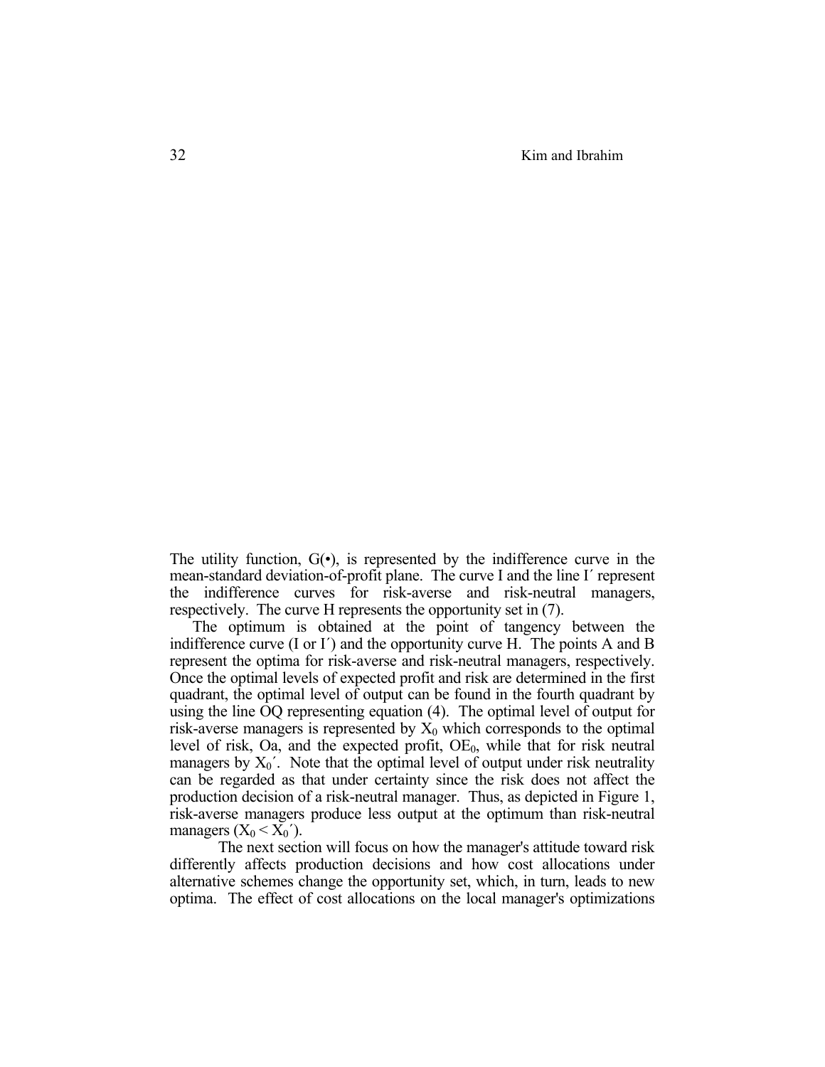The utility function, G(•), is represented by the indifference curve in the mean-standard deviation-of-profit plane. The curve I and the line I′ represent the indifference curves for risk-averse and risk-neutral managers, respectively. The curve H represents the opportunity set in (7).

The optimum is obtained at the point of tangency between the indifference curve (I or I′) and the opportunity curve H. The points A and B represent the optima for risk-averse and risk-neutral managers, respectively. Once the optimal levels of expected profit and risk are determined in the first quadrant, the optimal level of output can be found in the fourth quadrant by using the line OQ representing equation (4). The optimal level of output for risk-averse managers is represented by $X_0$ which corresponds to the optimal level of risk, Oa, and the expected profit, $OE_0$, while that for risk neutral managers by $X_0'$. Note that the optimal level of output under risk neutrality can be regarded as that under certainty since the risk does not affect the production decision of a risk-neutral manager. Thus, as depicted in Figure 1, risk-averse managers produce less output at the optimum than risk-neutral managers ($X_0 < X_0'$).

The next section will focus on how the manager's attitude toward risk differently affects production decisions and how cost allocations under alternative schemes change the opportunity set, which, in turn, leads to new optima. The effect of cost allocations on the local manager's optimizations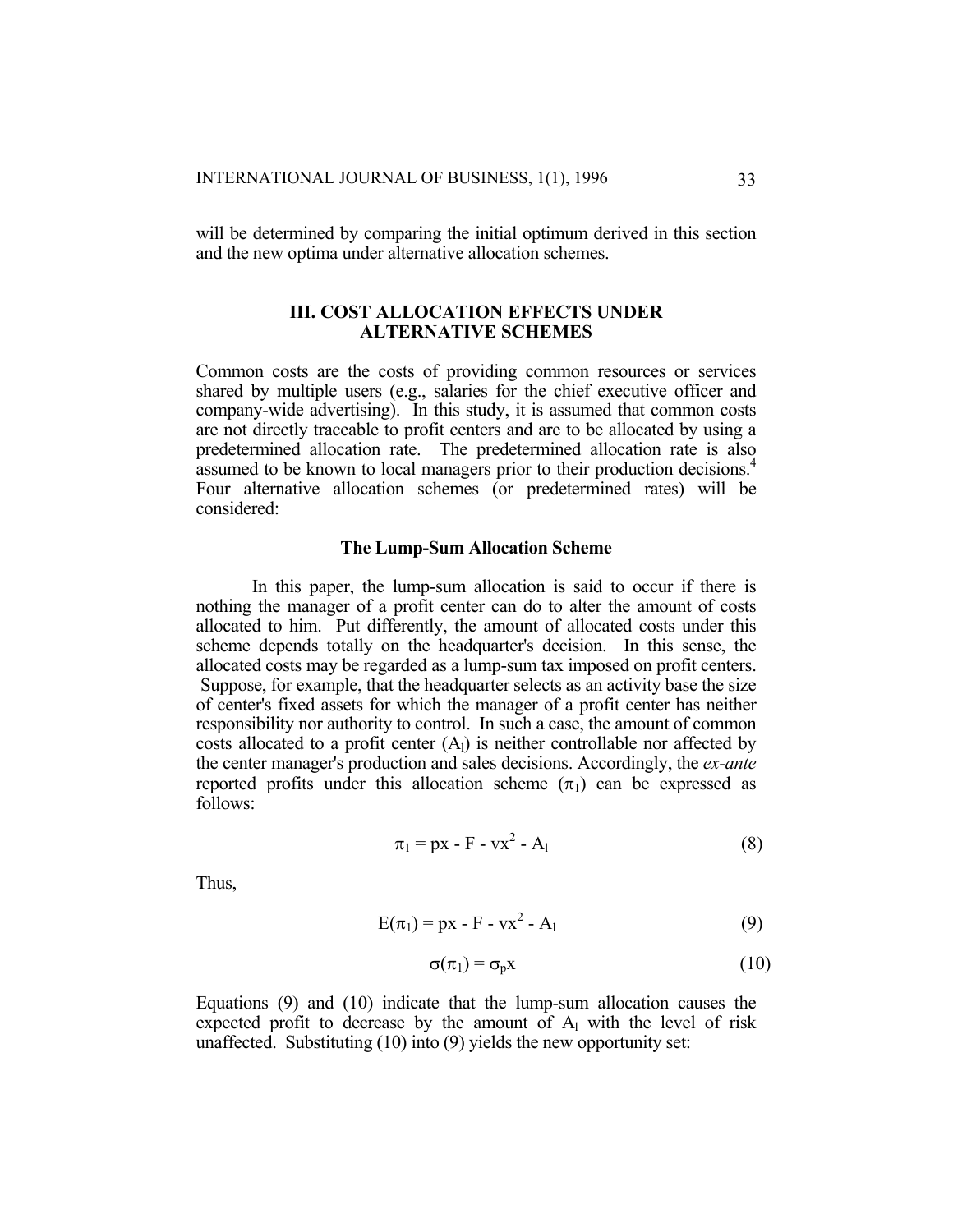will be determined by comparing the initial optimum derived in this section and the new optima under alternative allocation schemes.

## III. COST ALLOCATION EFFECTS UNDER ALTERNATIVE SCHEMES

Common costs are the costs of providing common resources or services shared by multiple users (e.g., salaries for the chief executive officer and company-wide advertising). In this study, it is assumed that common costs are not directly traceable to profit centers and are to be allocated by using a predetermined allocation rate. The predetermined allocation rate is also assumed to be known to local managers prior to their production decisions.[4] Four alternative allocation schemes (or predetermined rates) will be considered:

### The Lump-Sum Allocation Scheme

In this paper, the lump-sum allocation is said to occur if there is nothing the manager of a profit center can do to alter the amount of costs allocated to him. Put differently, the amount of allocated costs under this scheme depends totally on the headquarter's decision. In this sense, the allocated costs may be regarded as a lump-sum tax imposed on profit centers. Suppose, for example, that the headquarter selects as an activity base the size of center's fixed assets for which the manager of a profit center has neither responsibility nor authority to control. In such a case, the amount of common costs allocated to a profit center ($A_l$) is neither controllable nor affected by the center manager's production and sales decisions. Accordingly, the *ex-ante* reported profits under this allocation scheme ($\pi_1$) can be expressed as follows:

$$\pi_1 = px - F - vx^2 - A_l \tag{8}$$

Thus,

$$E(\pi_1) = px - F - vx^2 - A_l \tag{9}$$

$$\sigma(\pi_1) = \sigma_p x \tag{10}$$

Equations (9) and (10) indicate that the lump-sum allocation causes the expected profit to decrease by the amount of $A_l$ with the level of risk unaffected. Substituting (10) into (9) yields the new opportunity set: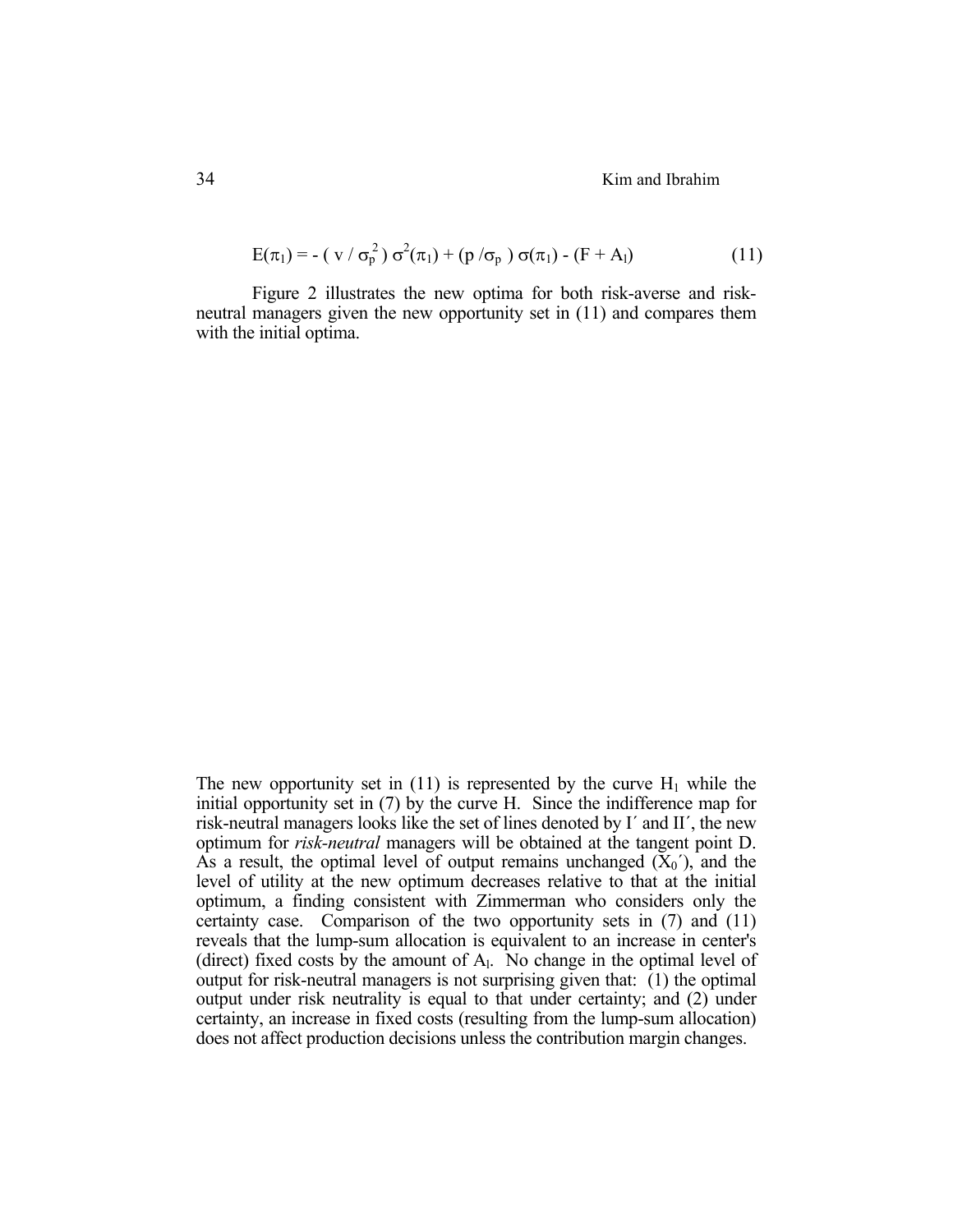$$E(\pi_1) = - ( v / \sigma_p^2 ) \sigma^2(\pi_1) + (p / \sigma_p ) \sigma(\pi_1) - (F + A_l) \tag{11}$$

Figure 2 illustrates the new optima for both risk-averse and risk-neutral managers given the new opportunity set in (11) and compares them with the initial optima.

The new opportunity set in (11) is represented by the curve $H_1$ while the initial opportunity set in (7) by the curve H. Since the indifference map for risk-neutral managers looks like the set of lines denoted by I´ and II´, the new optimum for *risk-neutral* managers will be obtained at the tangent point D. As a result, the optimal level of output remains unchanged ($X_0'$), and the level of utility at the new optimum decreases relative to that at the initial optimum, a finding consistent with Zimmerman who considers only the certainty case. Comparison of the two opportunity sets in (7) and (11) reveals that the lump-sum allocation is equivalent to an increase in center's (direct) fixed costs by the amount of $A_l$. No change in the optimal level of output for risk-neutral managers is not surprising given that: (1) the optimal output under risk neutrality is equal to that under certainty; and (2) under certainty, an increase in fixed costs (resulting from the lump-sum allocation) does not affect production decisions unless the contribution margin changes.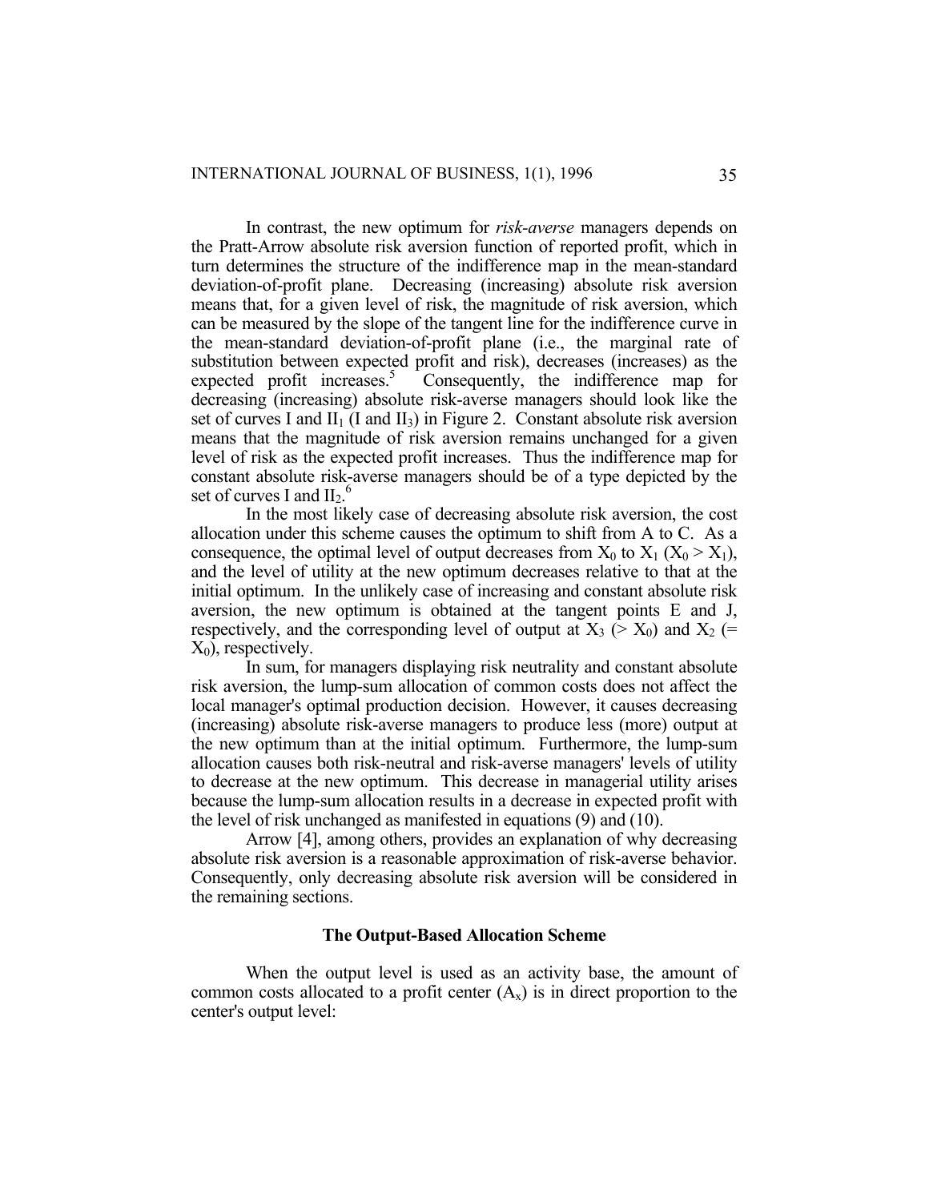In contrast, the new optimum for *risk-averse* managers depends on the Pratt-Arrow absolute risk aversion function of reported profit, which in turn determines the structure of the indifference map in the mean-standard deviation-of-profit plane. Decreasing (increasing) absolute risk aversion means that, for a given level of risk, the magnitude of risk aversion, which can be measured by the slope of the tangent line for the indifference curve in the mean-standard deviation-of-profit plane (i.e., the marginal rate of substitution between expected profit and risk), decreases (increases) as the expected profit increases.[5] Consequently, the indifference map for decreasing (increasing) absolute risk-averse managers should look like the set of curves I and $II_1$ (I and $II_3$) in Figure 2. Constant absolute risk aversion means that the magnitude of risk aversion remains unchanged for a given level of risk as the expected profit increases. Thus the indifference map for constant absolute risk-averse managers should be of a type depicted by the set of curves I and $II_2$.[6]

In the most likely case of decreasing absolute risk aversion, the cost allocation under this scheme causes the optimum to shift from A to C. As a consequence, the optimal level of output decreases from $X_0$ to $X_1$ ($X_0 > X_1$), and the level of utility at the new optimum decreases relative to that at the initial optimum. In the unlikely case of increasing and constant absolute risk aversion, the new optimum is obtained at the tangent points E and J, respectively, and the corresponding level of output at $X_3$ ($> X_0$) and $X_2$ ($= X_0$), respectively.

In sum, for managers displaying risk neutrality and constant absolute risk aversion, the lump-sum allocation of common costs does not affect the local manager's optimal production decision. However, it causes decreasing (increasing) absolute risk-averse managers to produce less (more) output at the new optimum than at the initial optimum. Furthermore, the lump-sum allocation causes both risk-neutral and risk-averse managers' levels of utility to decrease at the new optimum. This decrease in managerial utility arises because the lump-sum allocation results in a decrease in expected profit with the level of risk unchanged as manifested in equations (9) and (10).

Arrow [4], among others, provides an explanation of why decreasing absolute risk aversion is a reasonable approximation of risk-averse behavior. Consequently, only decreasing absolute risk aversion will be considered in the remaining sections.

## The Output-Based Allocation Scheme

When the output level is used as an activity base, the amount of common costs allocated to a profit center ($A_x$) is in direct proportion to the center's output level: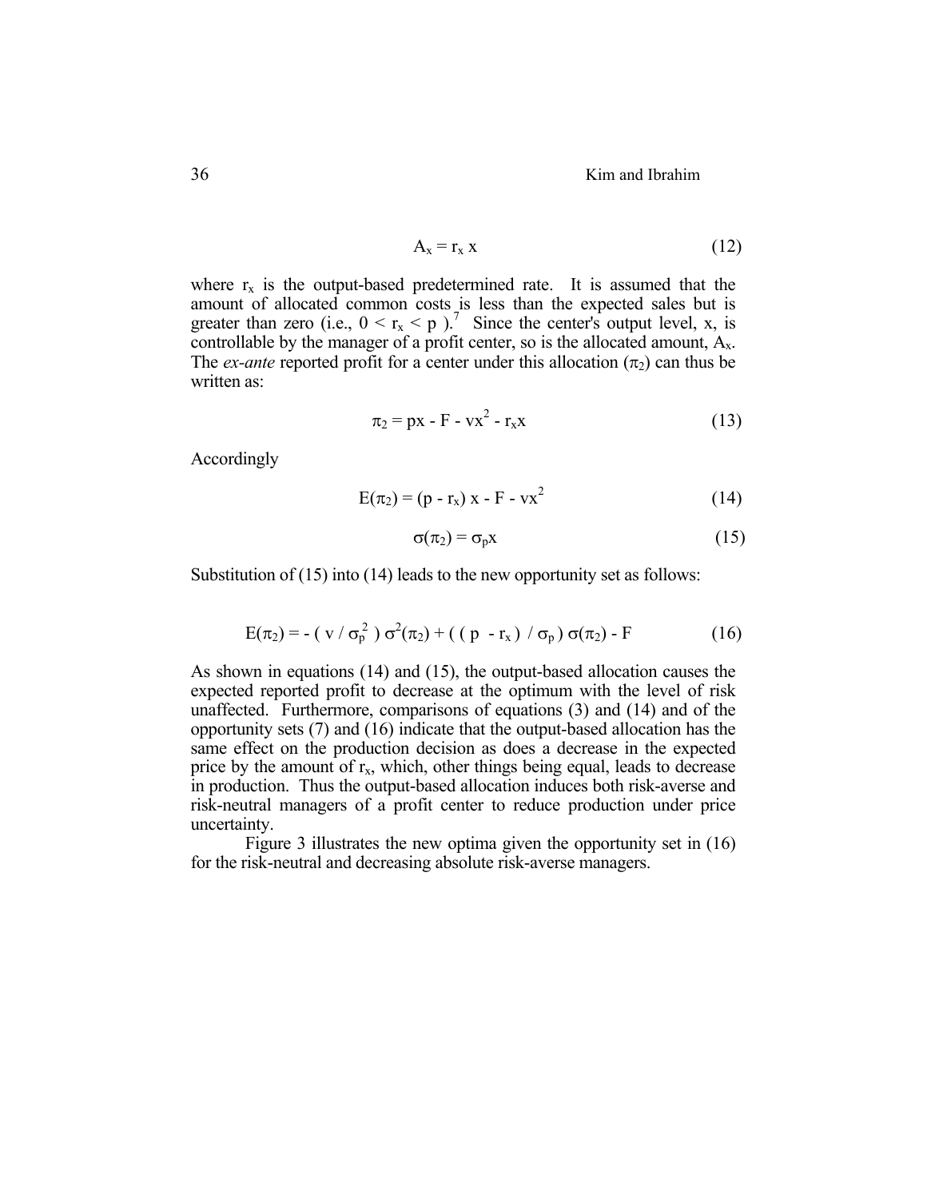$$A_x = r_x x \tag{12}$$

where $r_x$ is the output-based predetermined rate. It is assumed that the amount of allocated common costs is less than the expected sales but is greater than zero (i.e., $0 < r_x < p$ ).[7] Since the center's output level, x, is controllable by the manager of a profit center, so is the allocated amount, $A_x$. The *ex-ante* reported profit for a center under this allocation ($\pi_2$) can thus be written as:

$$\pi_2 = px - F - vx^2 - r_x x \tag{13}$$

Accordingly

$$E(\pi_2) = (p - r_x)\, x - F - vx^2 \tag{14}$$

$$\sigma(\pi_2) = \sigma_p x \tag{15}$$

Substitution of (15) into (14) leads to the new opportunity set as follows:

$$E(\pi_2) = - ( v / \sigma_p^2 )\, \sigma^2(\pi_2) + ( ( p - r_x ) / \sigma_p )\, \sigma(\pi_2) - F \tag{16}$$

As shown in equations (14) and (15), the output-based allocation causes the expected reported profit to decrease at the optimum with the level of risk unaffected. Furthermore, comparisons of equations (3) and (14) and of the opportunity sets (7) and (16) indicate that the output-based allocation has the same effect on the production decision as does a decrease in the expected price by the amount of $r_x$, which, other things being equal, leads to decrease in production. Thus the output-based allocation induces both risk-averse and risk-neutral managers of a profit center to reduce production under price uncertainty.

Figure 3 illustrates the new optima given the opportunity set in (16) for the risk-neutral and decreasing absolute risk-averse managers.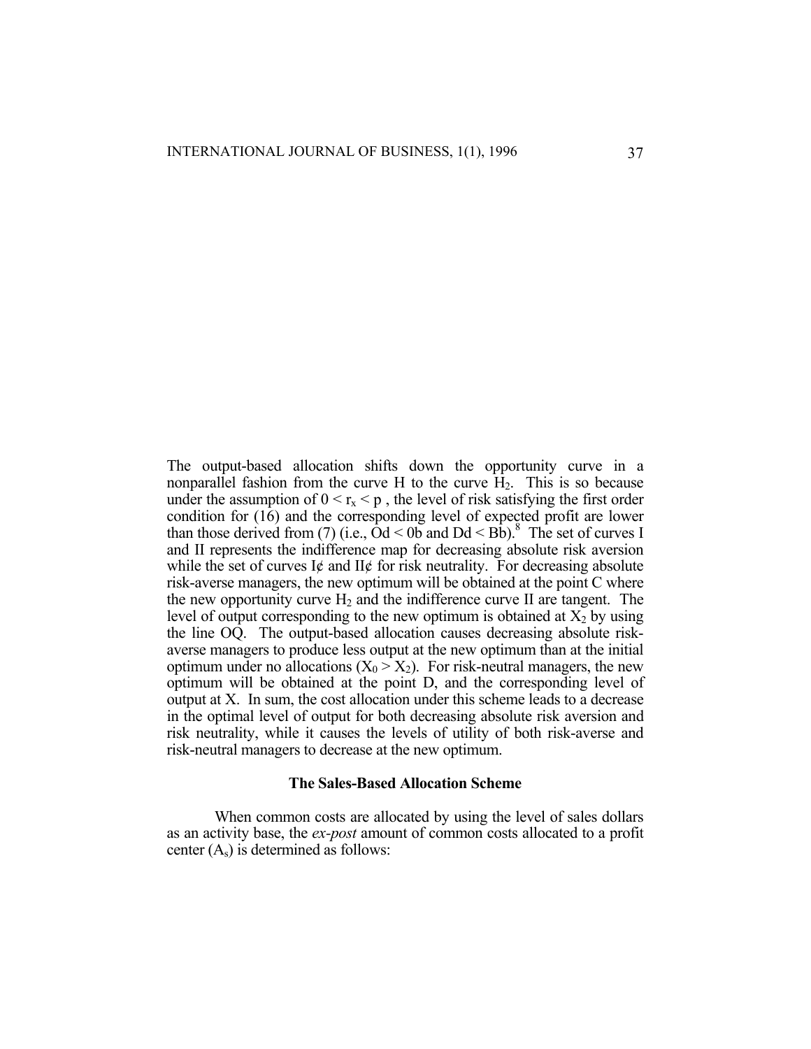The output-based allocation shifts down the opportunity curve in a nonparallel fashion from the curve H to the curve $H_2$. This is so because under the assumption of $0 < r_x < p$ , the level of risk satisfying the first order condition for (16) and the corresponding level of expected profit are lower than those derived from (7) (i.e., Od < 0b and Dd < Bb).[8] The set of curves I and II represents the indifference map for decreasing absolute risk aversion while the set of curves I¢ and II¢ for risk neutrality. For decreasing absolute risk-averse managers, the new optimum will be obtained at the point C where the new opportunity curve $H_2$ and the indifference curve II are tangent. The level of output corresponding to the new optimum is obtained at $X_2$ by using the line OQ. The output-based allocation causes decreasing absolute risk-averse managers to produce less output at the new optimum than at the initial optimum under no allocations ($X_0 > X_2$). For risk-neutral managers, the new optimum will be obtained at the point D, and the corresponding level of output at X. In sum, the cost allocation under this scheme leads to a decrease in the optimal level of output for both decreasing absolute risk aversion and risk neutrality, while it causes the levels of utility of both risk-averse and risk-neutral managers to decrease at the new optimum.

### The Sales-Based Allocation Scheme

When common costs are allocated by using the level of sales dollars as an activity base, the *ex-post* amount of common costs allocated to a profit center ($A_s$) is determined as follows: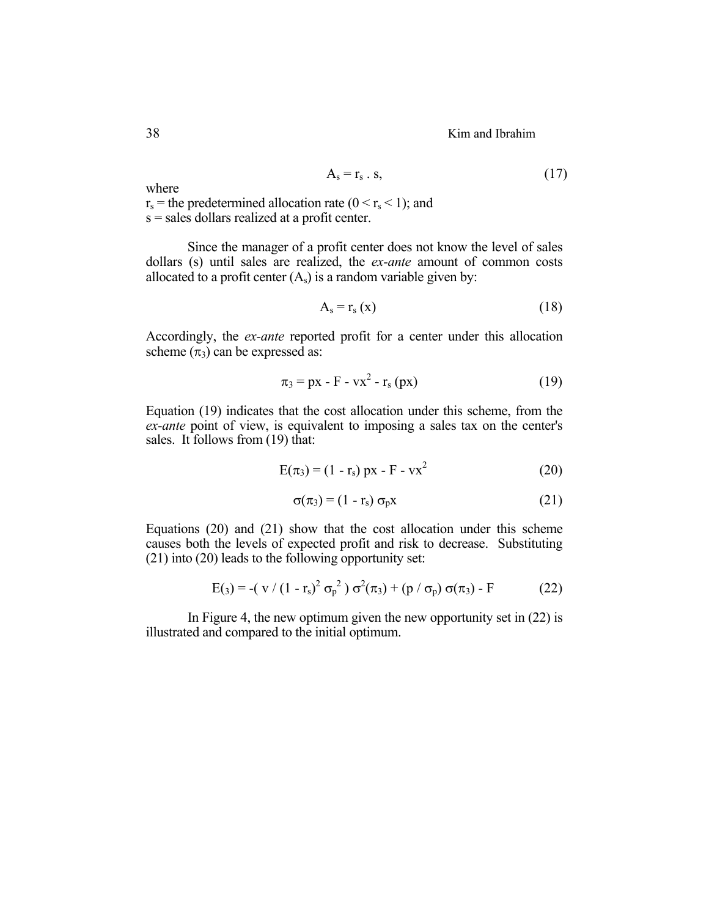$$A_s = r_s \cdot s, \tag{17}$$

where

$r_s$ = the predetermined allocation rate ($0 < r_s < 1$); and
s = sales dollars realized at a profit center.

Since the manager of a profit center does not know the level of sales dollars (s) until sales are realized, the *ex-ante* amount of common costs allocated to a profit center ($A_s$) is a random variable given by:

$$A_s = r_s (x) \tag{18}$$

Accordingly, the *ex-ante* reported profit for a center under this allocation scheme ($\pi_3$) can be expressed as:

$$\pi_3 = px - F - vx^2 - r_s (px) \tag{19}$$

Equation (19) indicates that the cost allocation under this scheme, from the *ex-ante* point of view, is equivalent to imposing a sales tax on the center's sales. It follows from (19) that:

$$E(\pi_3) = (1 - r_s) px - F - vx^2 \tag{20}$$

$$\sigma(\pi_3) = (1 - r_s) \sigma_p x \tag{21}$$

Equations (20) and (21) show that the cost allocation under this scheme causes both the levels of expected profit and risk to decrease. Substituting (21) into (20) leads to the following opportunity set:

$$E(_3) = -( v / (1 - r_s)^2 \sigma_p^2 ) \sigma^2(\pi_3) + (p / \sigma_p) \sigma(\pi_3) - F \tag{22}$$

In Figure 4, the new optimum given the new opportunity set in (22) is illustrated and compared to the initial optimum.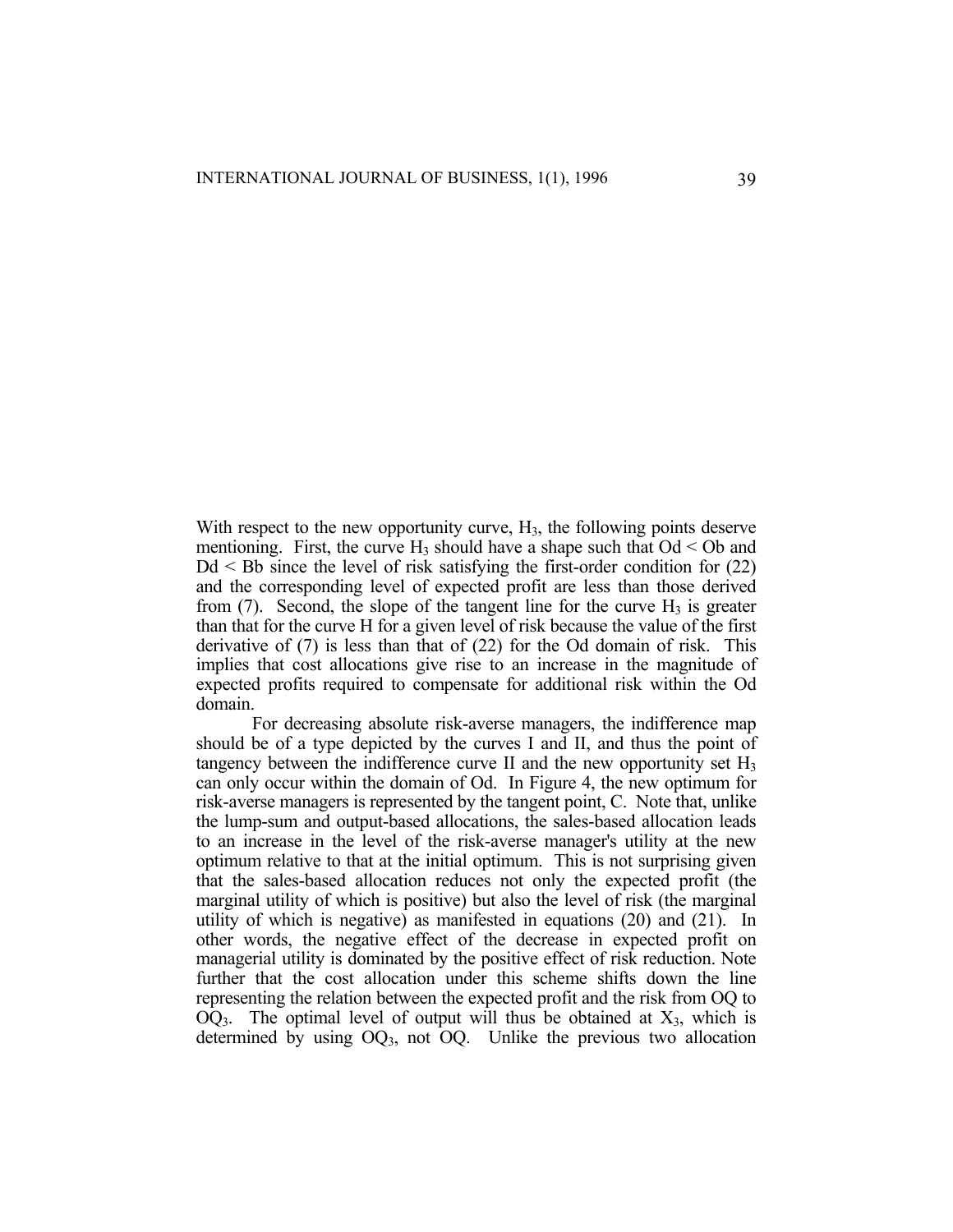With respect to the new opportunity curve, $H_3$, the following points deserve mentioning. First, the curve $H_3$ should have a shape such that $Od < Ob$ and $Dd < Bb$ since the level of risk satisfying the first-order condition for (22) and the corresponding level of expected profit are less than those derived from (7). Second, the slope of the tangent line for the curve $H_3$ is greater than that for the curve H for a given level of risk because the value of the first derivative of (7) is less than that of (22) for the Od domain of risk. This implies that cost allocations give rise to an increase in the magnitude of expected profits required to compensate for additional risk within the Od domain.

For decreasing absolute risk-averse managers, the indifference map should be of a type depicted by the curves I and II, and thus the point of tangency between the indifference curve II and the new opportunity set $H_3$ can only occur within the domain of Od. In Figure 4, the new optimum for risk-averse managers is represented by the tangent point, C. Note that, unlike the lump-sum and output-based allocations, the sales-based allocation leads to an increase in the level of the risk-averse manager's utility at the new optimum relative to that at the initial optimum. This is not surprising given that the sales-based allocation reduces not only the expected profit (the marginal utility of which is positive) but also the level of risk (the marginal utility of which is negative) as manifested in equations (20) and (21). In other words, the negative effect of the decrease in expected profit on managerial utility is dominated by the positive effect of risk reduction. Note further that the cost allocation under this scheme shifts down the line representing the relation between the expected profit and the risk from OQ to $OQ_3$. The optimal level of output will thus be obtained at $X_3$, which is determined by using $OQ_3$, not OQ. Unlike the previous two allocation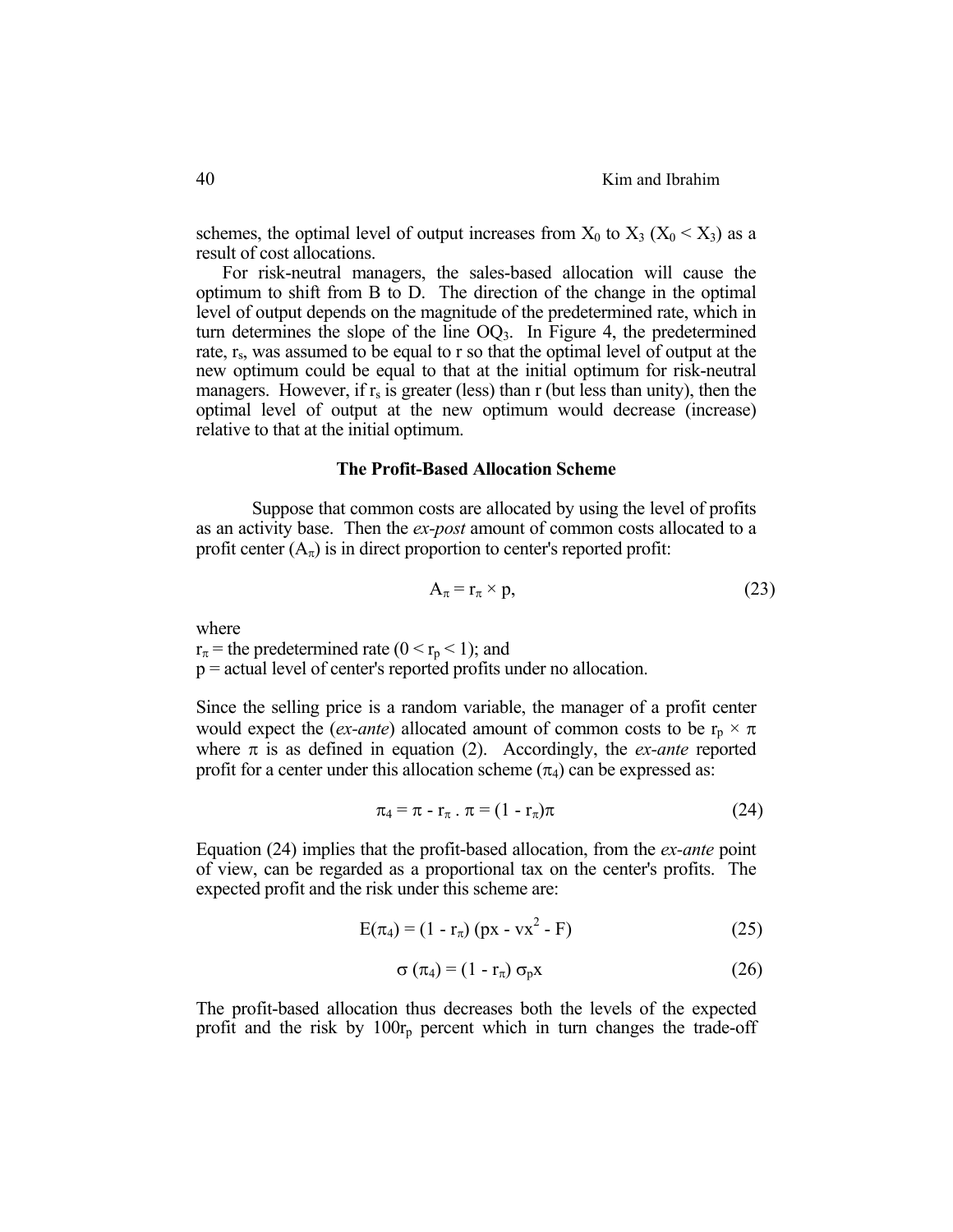schemes, the optimal level of output increases from $X_0$ to $X_3$ ($X_0 < X_3$) as a result of cost allocations.

For risk-neutral managers, the sales-based allocation will cause the optimum to shift from B to D. The direction of the change in the optimal level of output depends on the magnitude of the predetermined rate, which in turn determines the slope of the line $OQ_3$. In Figure 4, the predetermined rate, $r_s$, was assumed to be equal to r so that the optimal level of output at the new optimum could be equal to that at the initial optimum for risk-neutral managers. However, if $r_s$ is greater (less) than r (but less than unity), then the optimal level of output at the new optimum would decrease (increase) relative to that at the initial optimum.

### The Profit-Based Allocation Scheme

Suppose that common costs are allocated by using the level of profits as an activity base. Then the *ex-post* amount of common costs allocated to a profit center ($A_\pi$) is in direct proportion to center's reported profit:

$$A_\pi = r_\pi \times p, \tag{23}$$

where

$r_\pi$ = the predetermined rate ($0 < r_p < 1$); and

p = actual level of center's reported profits under no allocation.

Since the selling price is a random variable, the manager of a profit center would expect the (*ex-ante*) allocated amount of common costs to be $r_p \times \pi$ where $\pi$ is as defined in equation (2). Accordingly, the *ex-ante* reported profit for a center under this allocation scheme ($\pi_4$) can be expressed as:

$$\pi_4 = \pi - r_\pi \,.\, \pi = (1 - r_\pi)\pi \tag{24}$$

Equation (24) implies that the profit-based allocation, from the *ex-ante* point of view, can be regarded as a proportional tax on the center's profits. The expected profit and the risk under this scheme are:

$$E(\pi_4) = (1 - r_\pi)\,(px - vx^2 - F) \tag{25}$$

$$\sigma\,(\pi_4) = (1 - r_\pi)\,\sigma_p x \tag{26}$$

The profit-based allocation thus decreases both the levels of the expected profit and the risk by $100r_p$ percent which in turn changes the trade-off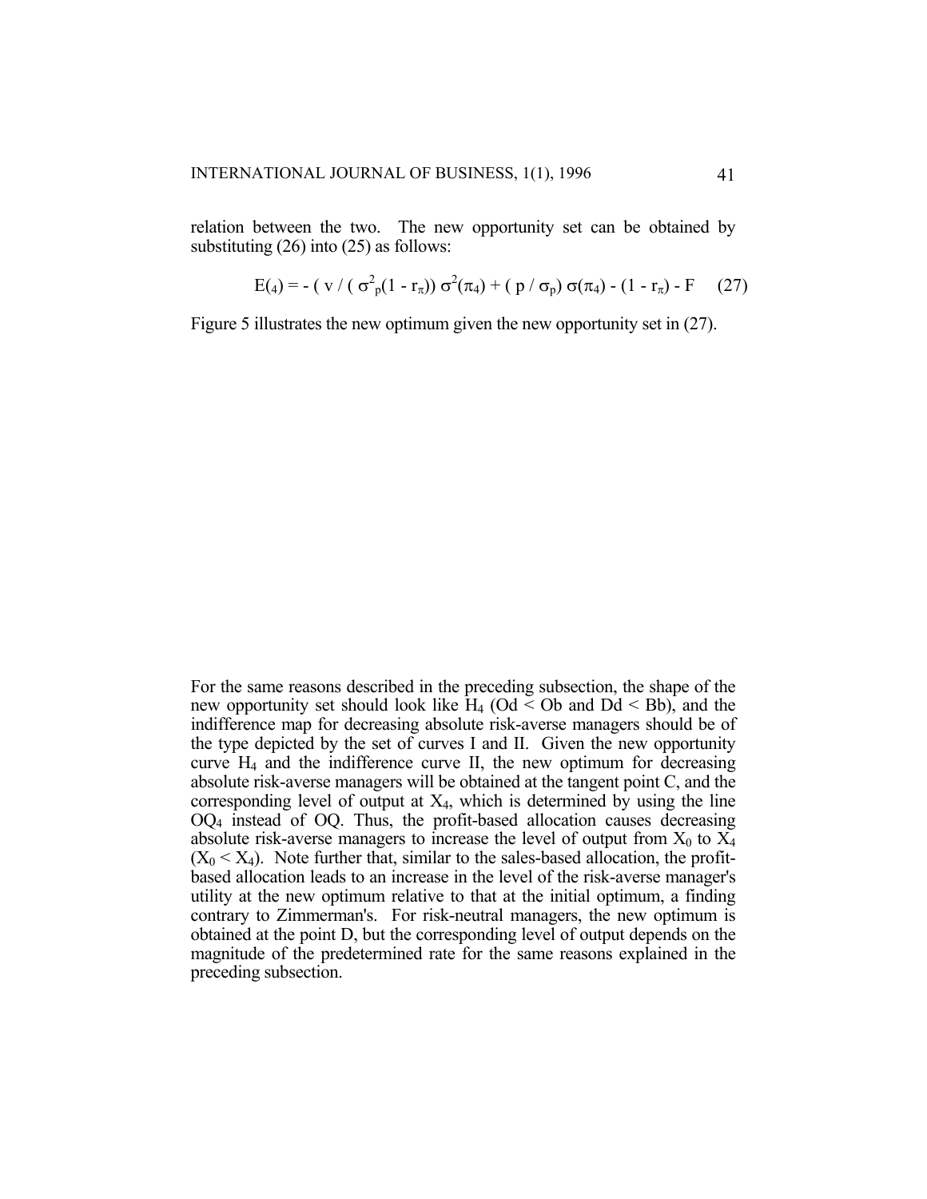relation between the two. The new opportunity set can be obtained by substituting (26) into (25) as follows:

$$E(_4) = - ( v / ( \sigma^2_p(1 - r_\pi)) \sigma^2(\pi_4) + ( p / \sigma_p) \sigma(\pi_4) - (1 - r_\pi) - F \quad (27)$$

Figure 5 illustrates the new optimum given the new opportunity set in (27).

For the same reasons described in the preceding subsection, the shape of the new opportunity set should look like $H_4$ (Od < Ob and Dd < Bb), and the indifference map for decreasing absolute risk-averse managers should be of the type depicted by the set of curves I and II. Given the new opportunity curve $H_4$ and the indifference curve II, the new optimum for decreasing absolute risk-averse managers will be obtained at the tangent point C, and the corresponding level of output at $X_4$, which is determined by using the line $OQ_4$ instead of OQ. Thus, the profit-based allocation causes decreasing absolute risk-averse managers to increase the level of output from $X_0$ to $X_4$ ($X_0 < X_4$). Note further that, similar to the sales-based allocation, the profit-based allocation leads to an increase in the level of the risk-averse manager's utility at the new optimum relative to that at the initial optimum, a finding contrary to Zimmerman's. For risk-neutral managers, the new optimum is obtained at the point D, but the corresponding level of output depends on the magnitude of the predetermined rate for the same reasons explained in the preceding subsection.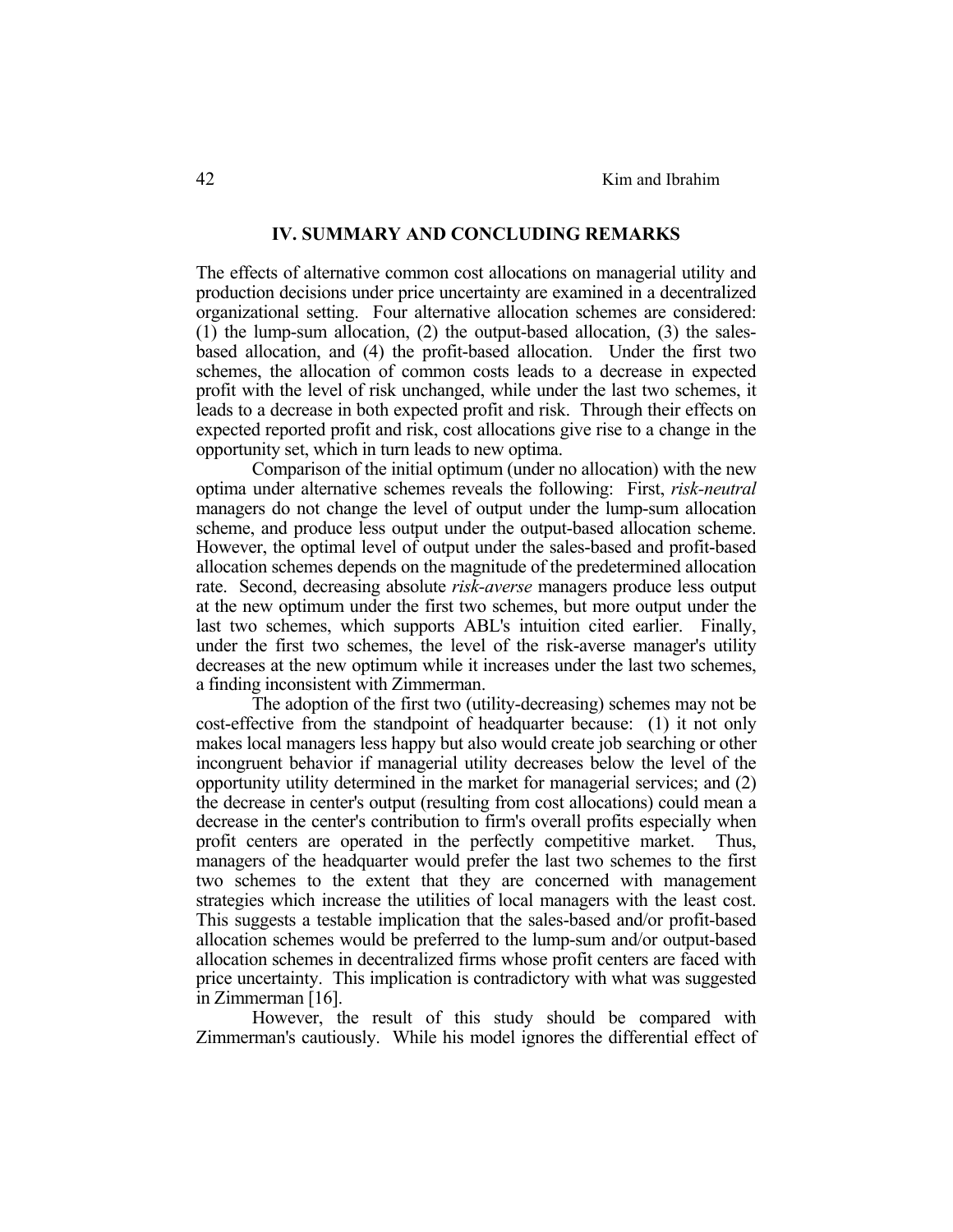## IV. SUMMARY AND CONCLUDING REMARKS

The effects of alternative common cost allocations on managerial utility and production decisions under price uncertainty are examined in a decentralized organizational setting. Four alternative allocation schemes are considered: (1) the lump-sum allocation, (2) the output-based allocation, (3) the sales-based allocation, and (4) the profit-based allocation. Under the first two schemes, the allocation of common costs leads to a decrease in expected profit with the level of risk unchanged, while under the last two schemes, it leads to a decrease in both expected profit and risk. Through their effects on expected reported profit and risk, cost allocations give rise to a change in the opportunity set, which in turn leads to new optima.

Comparison of the initial optimum (under no allocation) with the new optima under alternative schemes reveals the following: First, *risk-neutral* managers do not change the level of output under the lump-sum allocation scheme, and produce less output under the output-based allocation scheme. However, the optimal level of output under the sales-based and profit-based allocation schemes depends on the magnitude of the predetermined allocation rate. Second, decreasing absolute *risk-averse* managers produce less output at the new optimum under the first two schemes, but more output under the last two schemes, which supports ABL's intuition cited earlier. Finally, under the first two schemes, the level of the risk-averse manager's utility decreases at the new optimum while it increases under the last two schemes, a finding inconsistent with Zimmerman.

The adoption of the first two (utility-decreasing) schemes may not be cost-effective from the standpoint of headquarter because: (1) it not only makes local managers less happy but also would create job searching or other incongruent behavior if managerial utility decreases below the level of the opportunity utility determined in the market for managerial services; and (2) the decrease in center's output (resulting from cost allocations) could mean a decrease in the center's contribution to firm's overall profits especially when profit centers are operated in the perfectly competitive market. Thus, managers of the headquarter would prefer the last two schemes to the first two schemes to the extent that they are concerned with management strategies which increase the utilities of local managers with the least cost. This suggests a testable implication that the sales-based and/or profit-based allocation schemes would be preferred to the lump-sum and/or output-based allocation schemes in decentralized firms whose profit centers are faced with price uncertainty. This implication is contradictory with what was suggested in Zimmerman [16].

However, the result of this study should be compared with Zimmerman's cautiously. While his model ignores the differential effect of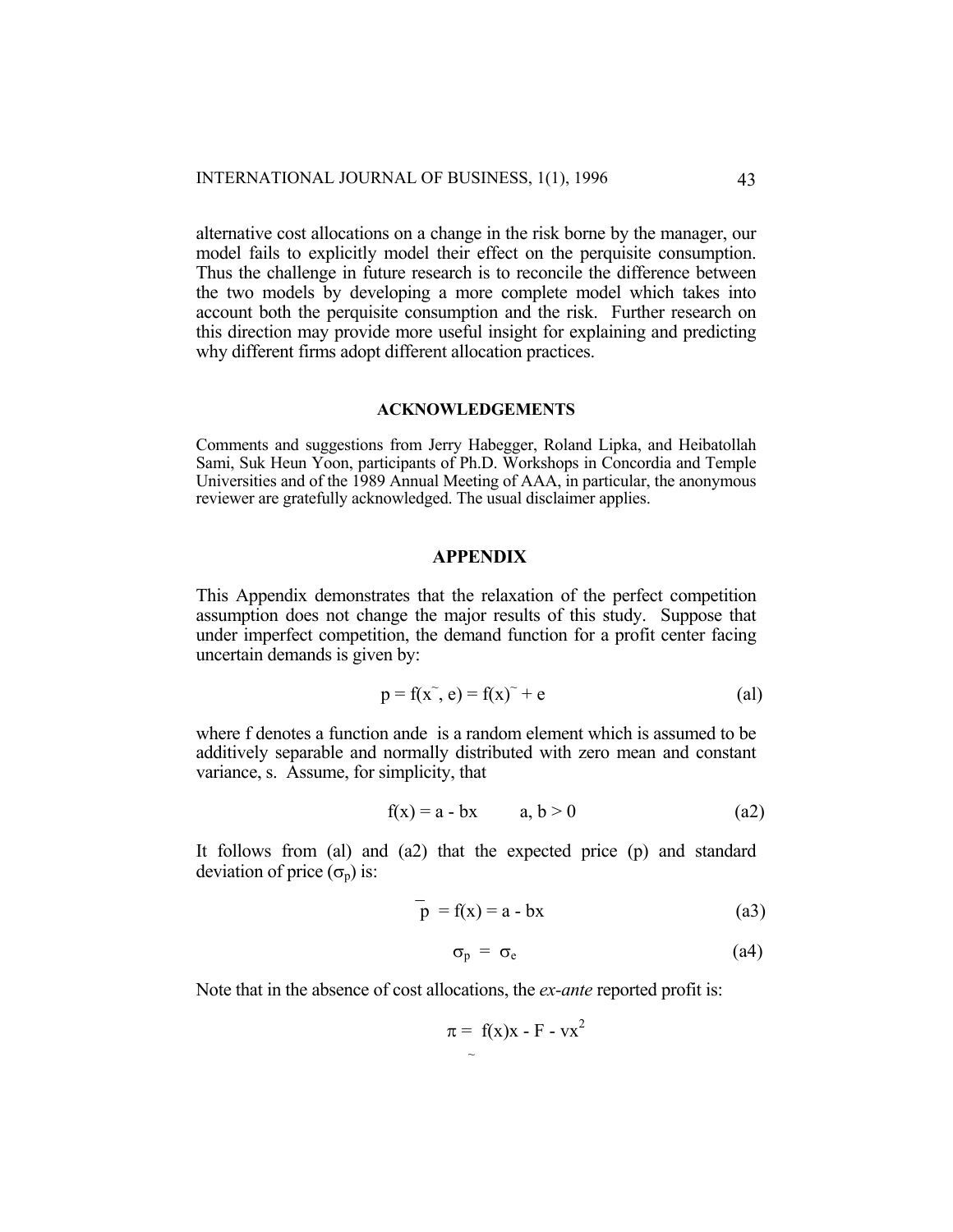alternative cost allocations on a change in the risk borne by the manager, our model fails to explicitly model their effect on the perquisite consumption. Thus the challenge in future research is to reconcile the difference between the two models by developing a more complete model which takes into account both the perquisite consumption and the risk. Further research on this direction may provide more useful insight for explaining and predicting why different firms adopt different allocation practices.

## ACKNOWLEDGEMENTS

Comments and suggestions from Jerry Habegger, Roland Lipka, and Heibatollah Sami, Suk Heun Yoon, participants of Ph.D. Workshops in Concordia and Temple Universities and of the 1989 Annual Meeting of AAA, in particular, the anonymous reviewer are gratefully acknowledged. The usual disclaimer applies.

## APPENDIX

This Appendix demonstrates that the relaxation of the perfect competition assumption does not change the major results of this study. Suppose that under imperfect competition, the demand function for a profit center facing uncertain demands is given by:

$$p = f(\tilde{x}, e) = f(\tilde{x}) + e \tag{al}$$

where f denotes a function ande is a random element which is assumed to be additively separable and normally distributed with zero mean and constant variance, s. Assume, for simplicity, that

$$f(x) = a - bx \qquad a, b > 0 \tag{a2}$$

It follows from (al) and (a2) that the expected price (p) and standard deviation of price ($\sigma_p$) is:

$$\bar{p} = f(x) = a - bx \tag{a3}$$

$$\sigma_p = \sigma_e \tag{a4}$$

Note that in the absence of cost allocations, the *ex-ante* reported profit is:

$$\tilde{\pi} = f(x)x - F - vx^2$$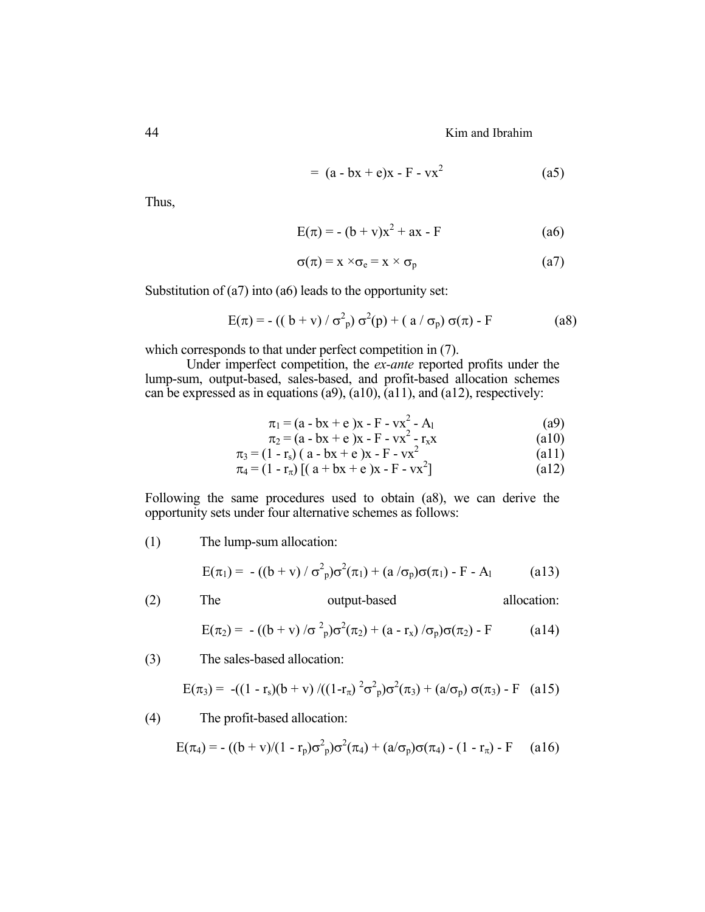$$= (a - bx + e)x - F - vx^2 \qquad \text{(a5)}$$

Thus,

$$E(\pi) = - (b + v)x^2 + ax - F \qquad \text{(a6)}$$

$$\sigma(\pi) = x \times \sigma_e = x \times \sigma_p \qquad \text{(a7)}$$

Substitution of (a7) into (a6) leads to the opportunity set:

$$E(\pi) = - (( b + v) / \sigma^2_p) \sigma^2(p) + ( a / \sigma_p) \sigma(\pi) - F \qquad \text{(a8)}$$

which corresponds to that under perfect competition in (7).

Under imperfect competition, the *ex-ante* reported profits under the lump-sum, output-based, sales-based, and profit-based allocation schemes can be expressed as in equations (a9), (a10), (a11), and (a12), respectively:

$$\pi_1 = (a - bx + e )x - F - vx^2 - A_l \qquad \text{(a9)}$$

$$\pi_2 = (a - bx + e )x - F - vx^2 - r_x x \qquad \text{(a10)}$$

$$\pi_3 = (1 - r_s) ( a - bx + e )x - F - vx^2 \qquad \text{(a11)}$$

$$\pi_4 = (1 - r_\pi) [( a + bx + e )x - F - vx^2] \qquad \text{(a12)}$$

Following the same procedures used to obtain (a8), we can derive the opportunity sets under four alternative schemes as follows:

(1) The lump-sum allocation:

$$E(\pi_1) = - ((b + v) / \sigma^2_p)\sigma^2(\pi_1) + (a /\sigma_p)\sigma(\pi_1) - F - A_l \qquad \text{(a13)}$$

(2) The output-based allocation:

$$E(\pi_2) = - ((b + v) /\sigma^2_p)\sigma^2(\pi_2) + (a - r_x) /\sigma_p)\sigma(\pi_2) - F \qquad \text{(a14)}$$

(3) The sales-based allocation:

$$E(\pi_3) = -((1 - r_s)(b + v) /((1-r_\pi)^2\sigma^2_p)\sigma^2(\pi_3) + (a/\sigma_p) \sigma(\pi_3) - F \qquad \text{(a15)}$$

(4) The profit-based allocation:

$$E(\pi_4) = - ((b + v)/(1 - r_p)\sigma^2_p)\sigma^2(\pi_4) + (a/\sigma_p)\sigma(\pi_4) - (1 - r_\pi) - F \qquad \text{(a16)}$$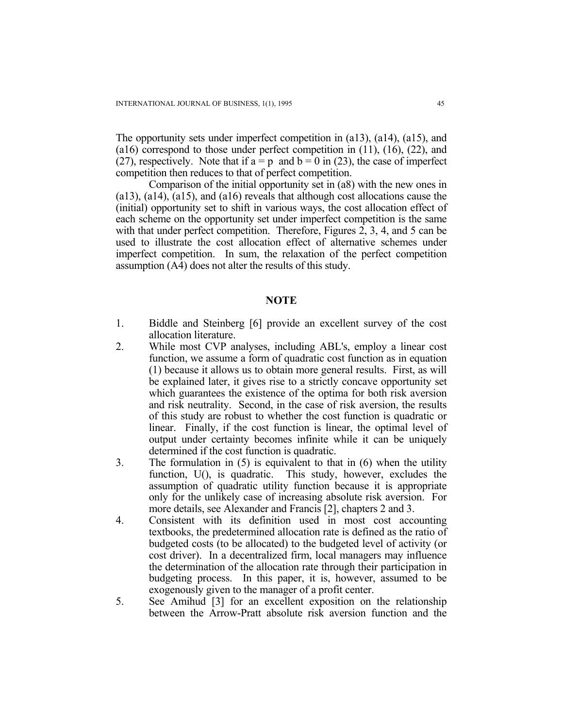The opportunity sets under imperfect competition in (a13), (a14), (a15), and (a16) correspond to those under perfect competition in (11), (16), (22), and (27), respectively. Note that if $a = p$ and $b = 0$ in (23), the case of imperfect competition then reduces to that of perfect competition.

Comparison of the initial opportunity set in (a8) with the new ones in (a13), (a14), (a15), and (a16) reveals that although cost allocations cause the (initial) opportunity set to shift in various ways, the cost allocation effect of each scheme on the opportunity set under imperfect competition is the same with that under perfect competition. Therefore, Figures 2, 3, 4, and 5 can be used to illustrate the cost allocation effect of alternative schemes under imperfect competition. In sum, the relaxation of the perfect competition assumption (A4) does not alter the results of this study.

## NOTE

1. Biddle and Steinberg [6] provide an excellent survey of the cost allocation literature.
2. While most CVP analyses, including ABL's, employ a linear cost function, we assume a form of quadratic cost function as in equation (1) because it allows us to obtain more general results. First, as will be explained later, it gives rise to a strictly concave opportunity set which guarantees the existence of the optima for both risk aversion and risk neutrality. Second, in the case of risk aversion, the results of this study are robust to whether the cost function is quadratic or linear. Finally, if the cost function is linear, the optimal level of output under certainty becomes infinite while it can be uniquely determined if the cost function is quadratic.
3. The formulation in (5) is equivalent to that in (6) when the utility function, U(), is quadratic. This study, however, excludes the assumption of quadratic utility function because it is appropriate only for the unlikely case of increasing absolute risk aversion. For more details, see Alexander and Francis [2], chapters 2 and 3.
4. Consistent with its definition used in most cost accounting textbooks, the predetermined allocation rate is defined as the ratio of budgeted costs (to be allocated) to the budgeted level of activity (or cost driver). In a decentralized firm, local managers may influence the determination of the allocation rate through their participation in budgeting process. In this paper, it is, however, assumed to be exogenously given to the manager of a profit center.
5. See Amihud [3] for an excellent exposition on the relationship between the Arrow-Pratt absolute risk aversion function and the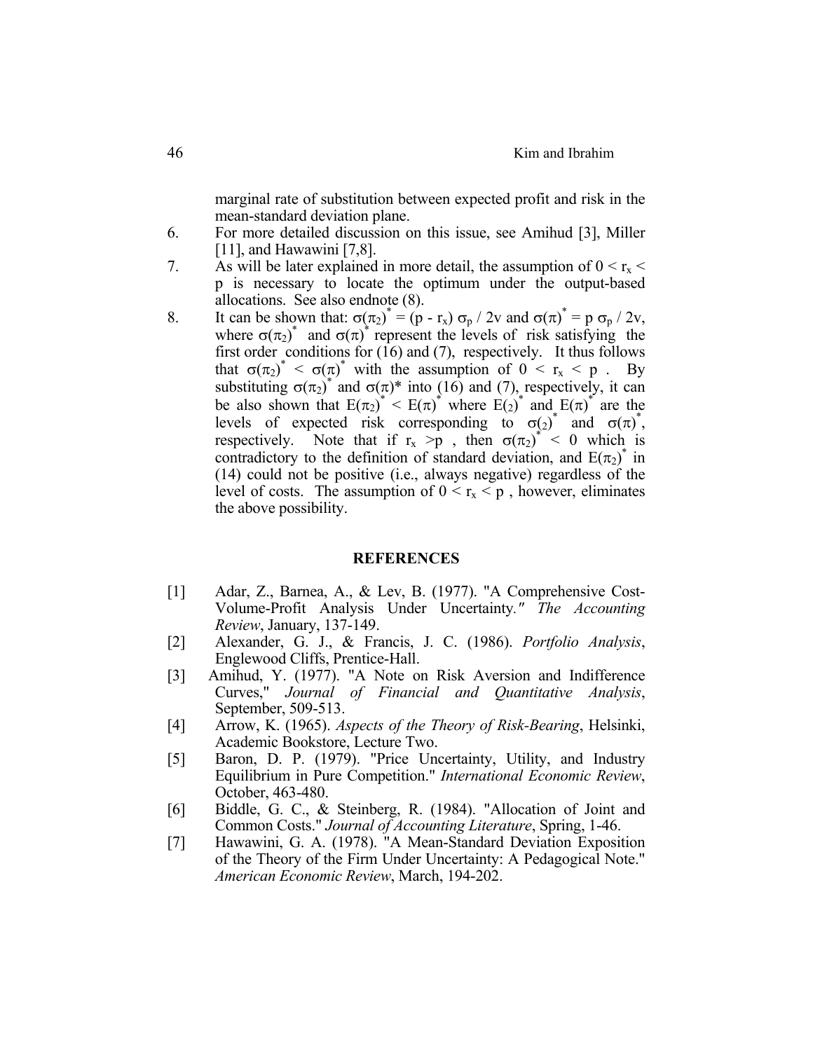marginal rate of substitution between expected profit and risk in the mean-standard deviation plane.

6. For more detailed discussion on this issue, see Amihud [3], Miller [11], and Hawawini [7,8].
7. As will be later explained in more detail, the assumption of $0 < r_x < p$ is necessary to locate the optimum under the output-based allocations. See also endnote (8).
8. It can be shown that: $\sigma(\pi_2)^* = (p - r_x)\, \sigma_p / 2v$ and $\sigma(\pi)^* = p\, \sigma_p / 2v$, where $\sigma(\pi_2)^*$ and $\sigma(\pi)^*$ represent the levels of risk satisfying the first order conditions for (16) and (7), respectively. It thus follows that $\sigma(\pi_2)^* < \sigma(\pi)^*$ with the assumption of $0 < r_x < p$. By substituting $\sigma(\pi_2)^*$ and $\sigma(\pi)^*$ into (16) and (7), respectively, it can be also shown that $E(\pi_2)^* < E(\pi)^*$ where $E(_2)^*$ and $E(\pi)^*$ are the levels of expected risk corresponding to $\sigma(_2)^*$ and $\sigma(\pi)^*$, respectively. Note that if $r_x > p$, then $\sigma(\pi_2)^* < 0$ which is contradictory to the definition of standard deviation, and $E(\pi_2)^*$ in (14) could not be positive (i.e., always negative) regardless of the level of costs. The assumption of $0 < r_x < p$, however, eliminates the above possibility.

## REFERENCES

[1] Adar, Z., Barnea, A., & Lev, B. (1977). "A Comprehensive Cost-Volume-Profit Analysis Under Uncertainty." *The Accounting Review*, January, 137-149.

[2] Alexander, G. J., & Francis, J. C. (1986). *Portfolio Analysis*, Englewood Cliffs, Prentice-Hall.

[3] Amihud, Y. (1977). "A Note on Risk Aversion and Indifference Curves," *Journal of Financial and Quantitative Analysis*, September, 509-513.

[4] Arrow, K. (1965). *Aspects of the Theory of Risk-Bearing*, Helsinki, Academic Bookstore, Lecture Two.

[5] Baron, D. P. (1979). "Price Uncertainty, Utility, and Industry Equilibrium in Pure Competition." *International Economic Review*, October, 463-480.

[6] Biddle, G. C., & Steinberg, R. (1984). "Allocation of Joint and Common Costs." *Journal of Accounting Literature*, Spring, 1-46.

[7] Hawawini, G. A. (1978). "A Mean-Standard Deviation Exposition of the Theory of the Firm Under Uncertainty: A Pedagogical Note." *American Economic Review*, March, 194-202.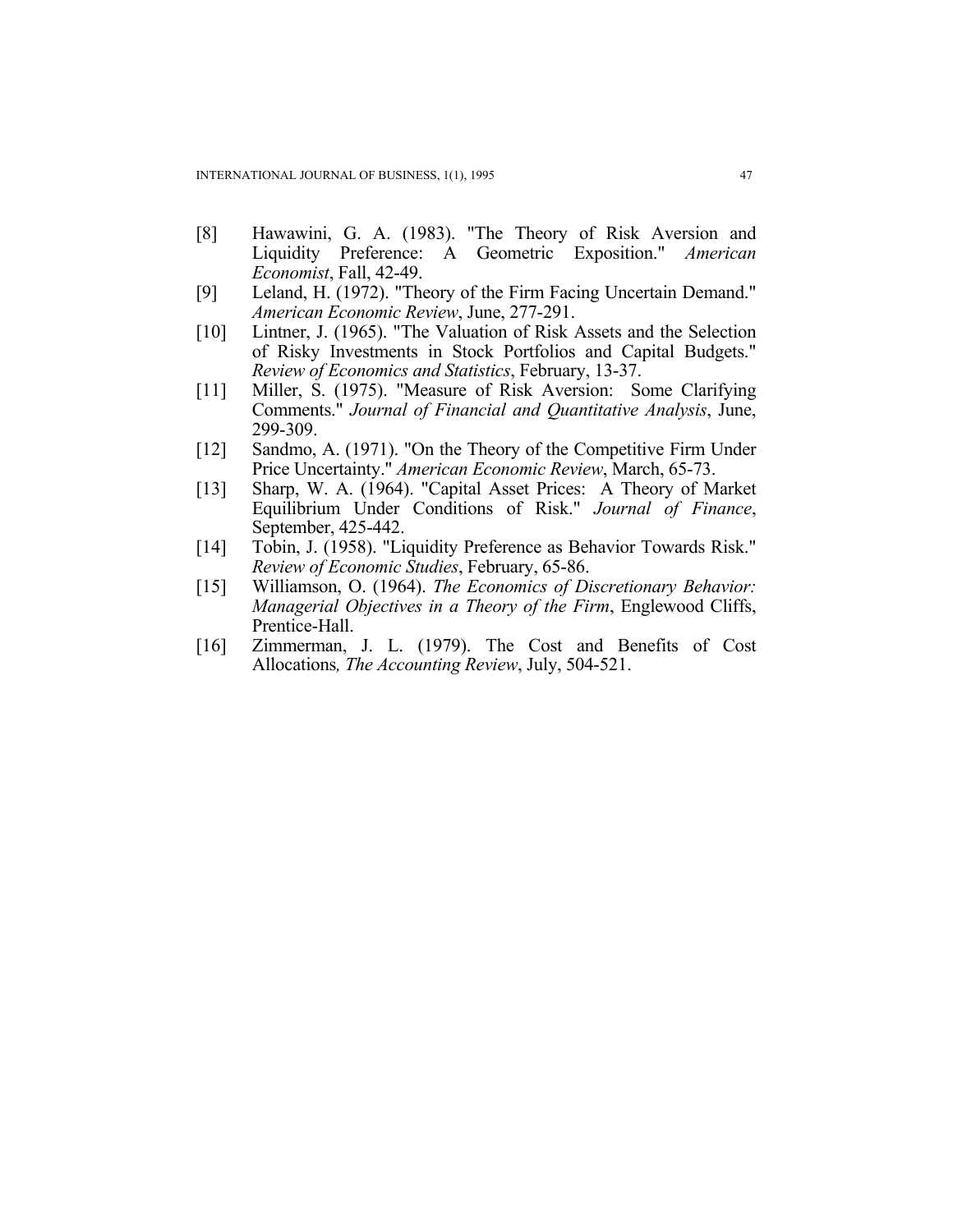[8] Hawawini, G. A. (1983). "The Theory of Risk Aversion and Liquidity Preference: A Geometric Exposition." *American Economist*, Fall, 42-49.

[9] Leland, H. (1972). "Theory of the Firm Facing Uncertain Demand." *American Economic Review*, June, 277-291.

[10] Lintner, J. (1965). "The Valuation of Risk Assets and the Selection of Risky Investments in Stock Portfolios and Capital Budgets." *Review of Economics and Statistics*, February, 13-37.

[11] Miller, S. (1975). "Measure of Risk Aversion: Some Clarifying Comments." *Journal of Financial and Quantitative Analysis*, June, 299-309.

[12] Sandmo, A. (1971). "On the Theory of the Competitive Firm Under Price Uncertainty." *American Economic Review*, March, 65-73.

[13] Sharp, W. A. (1964). "Capital Asset Prices: A Theory of Market Equilibrium Under Conditions of Risk." *Journal of Finance*, September, 425-442.

[14] Tobin, J. (1958). "Liquidity Preference as Behavior Towards Risk." *Review of Economic Studies*, February, 65-86.

[15] Williamson, O. (1964). *The Economics of Discretionary Behavior: Managerial Objectives in a Theory of the Firm*, Englewood Cliffs, Prentice-Hall.

[16] Zimmerman, J. L. (1979). The Cost and Benefits of Cost Allocations*, The Accounting Review*, July, 504-521.